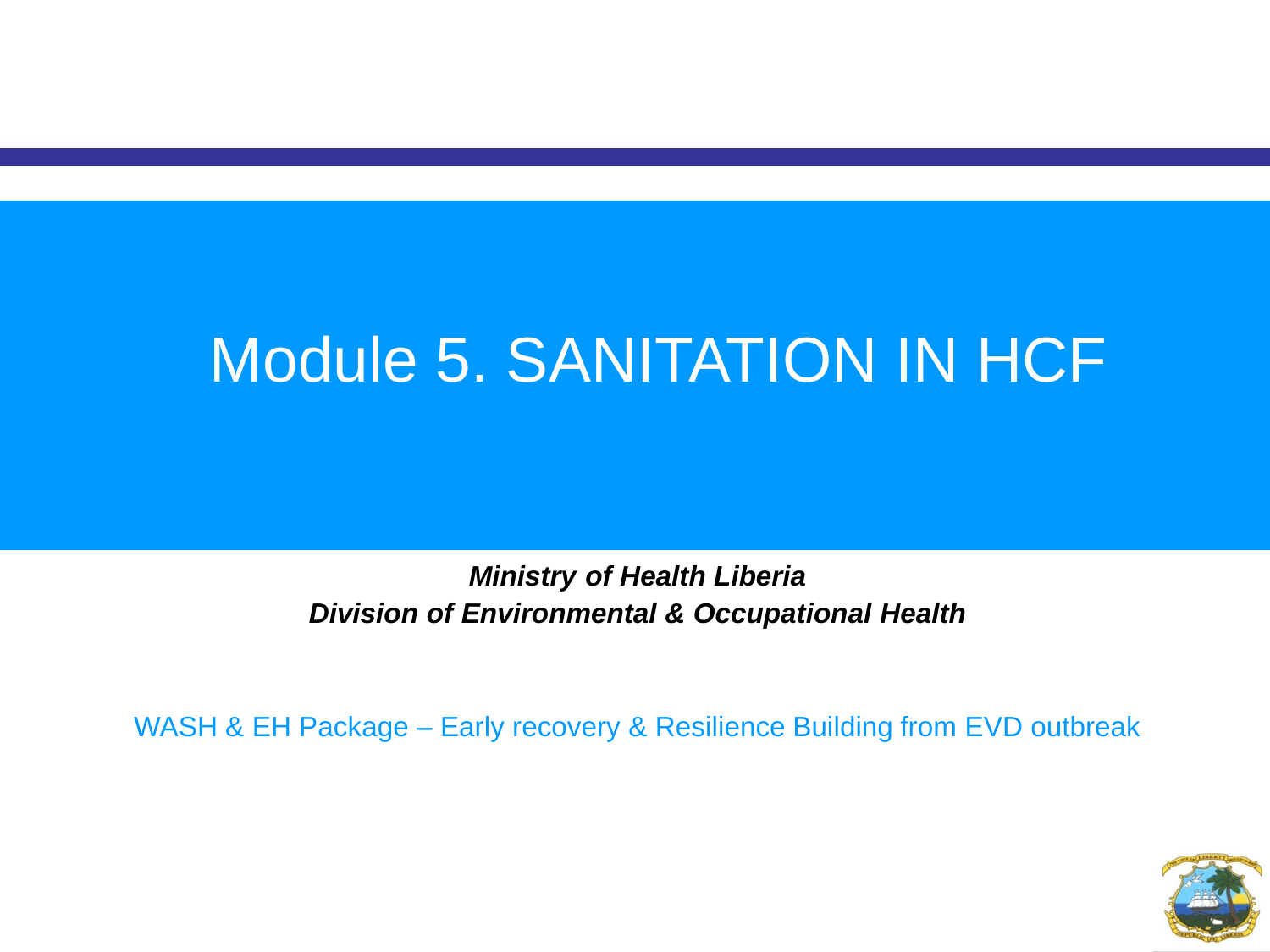# Module 5. SANITATION IN HCF

***Ministry of Health Liberia***
***Division of Environmental & Occupational Health***

WASH & EH Package – Early recovery & Resilience Building from EVD outbreak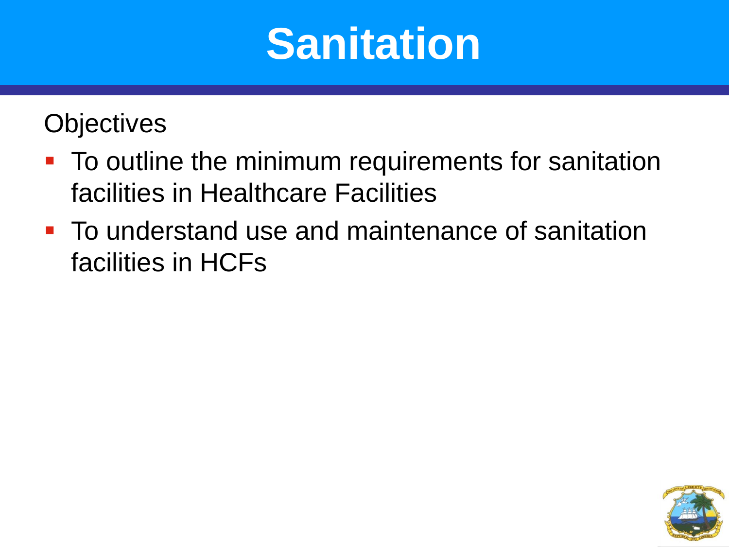# Sanitation

Objectives

- To outline the minimum requirements for sanitation facilities in Healthcare Facilities
- To understand use and maintenance of sanitation facilities in HCFs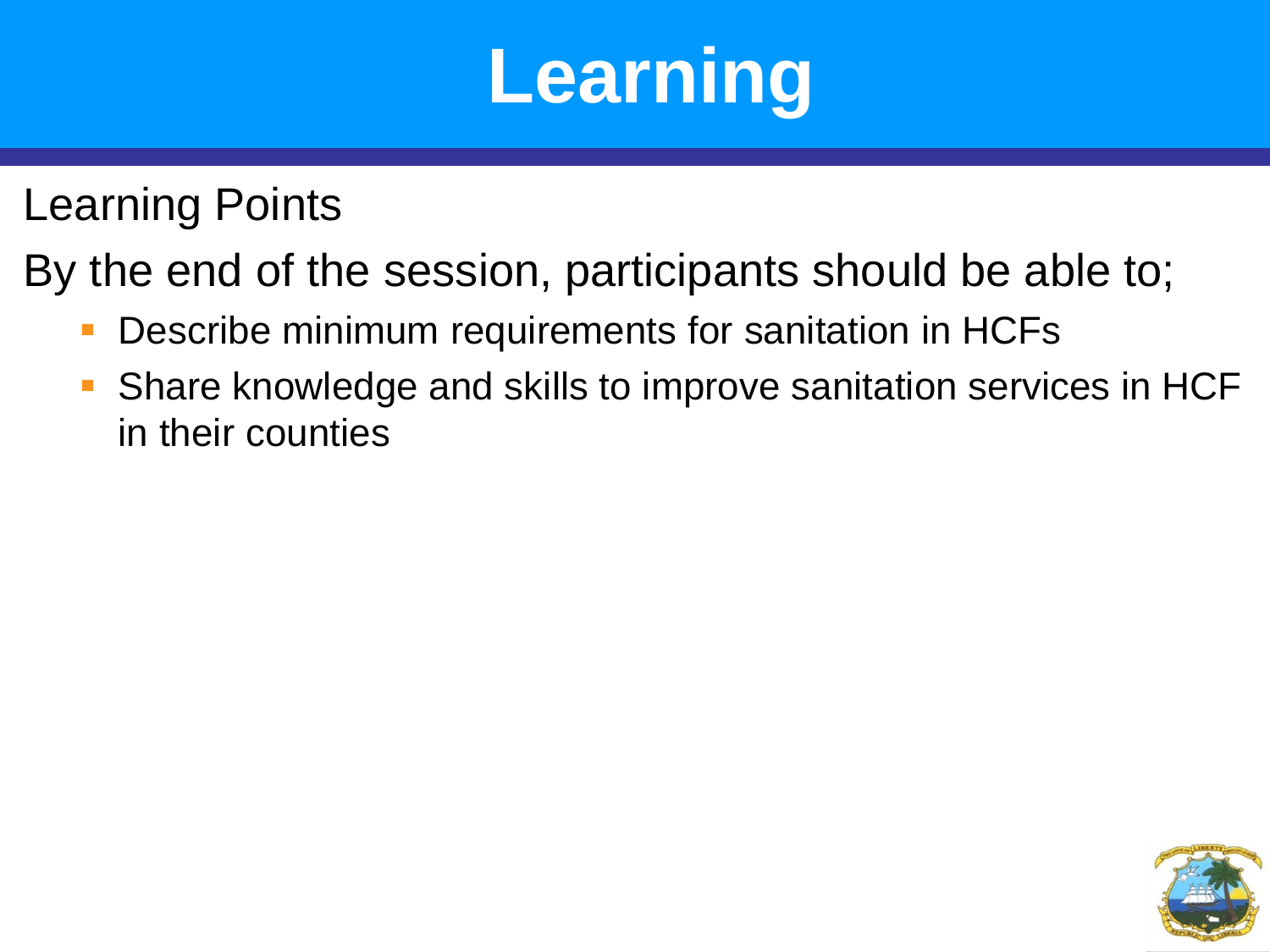# Learning

Learning Points

By the end of the session, participants should be able to;

- Describe minimum requirements for sanitation in HCFs
- Share knowledge and skills to improve sanitation services in HCF in their counties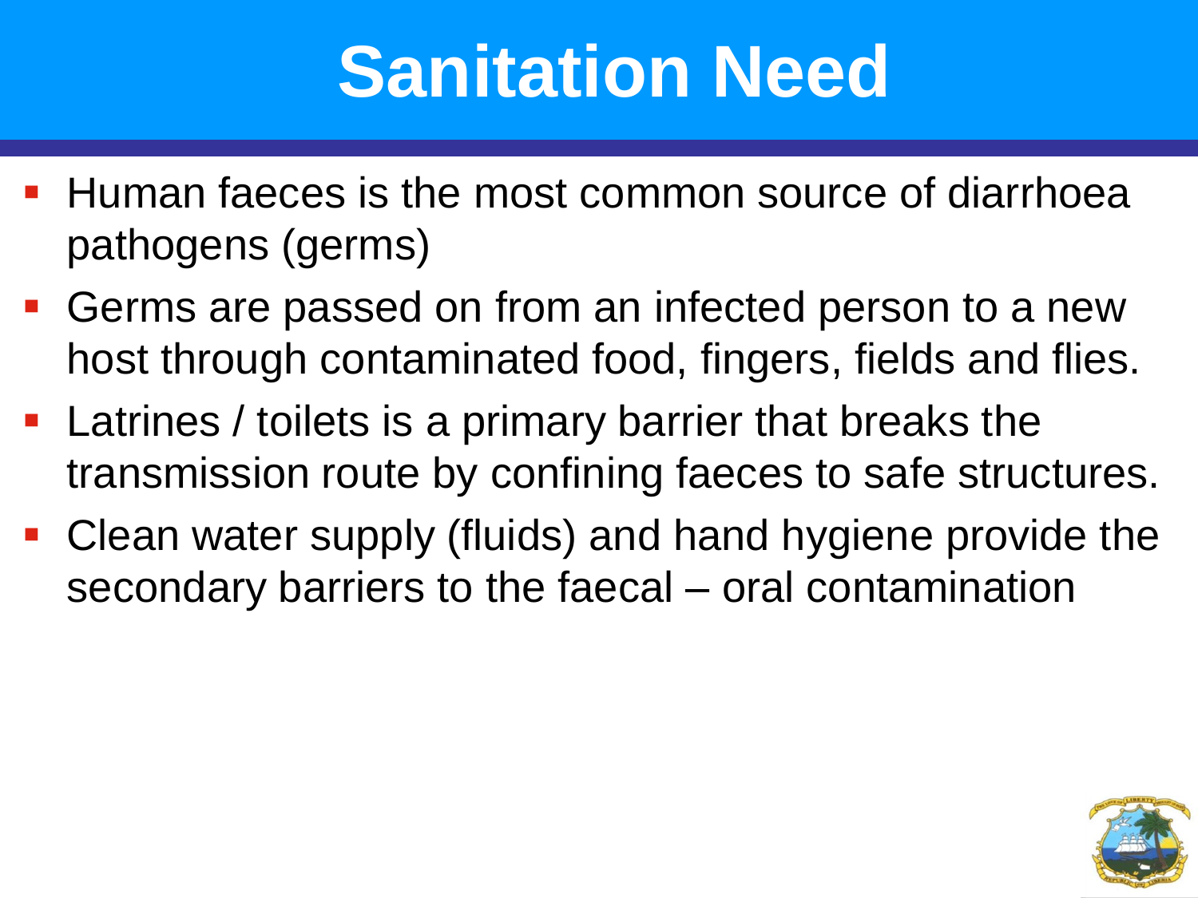# Sanitation Need

- Human faeces is the most common source of diarrhoea pathogens (germs)
- Germs are passed on from an infected person to a new host through contaminated food, fingers, fields and flies.
- Latrines / toilets is a primary barrier that breaks the transmission route by confining faeces to safe structures.
- Clean water supply (fluids) and hand hygiene provide the secondary barriers to the faecal – oral contamination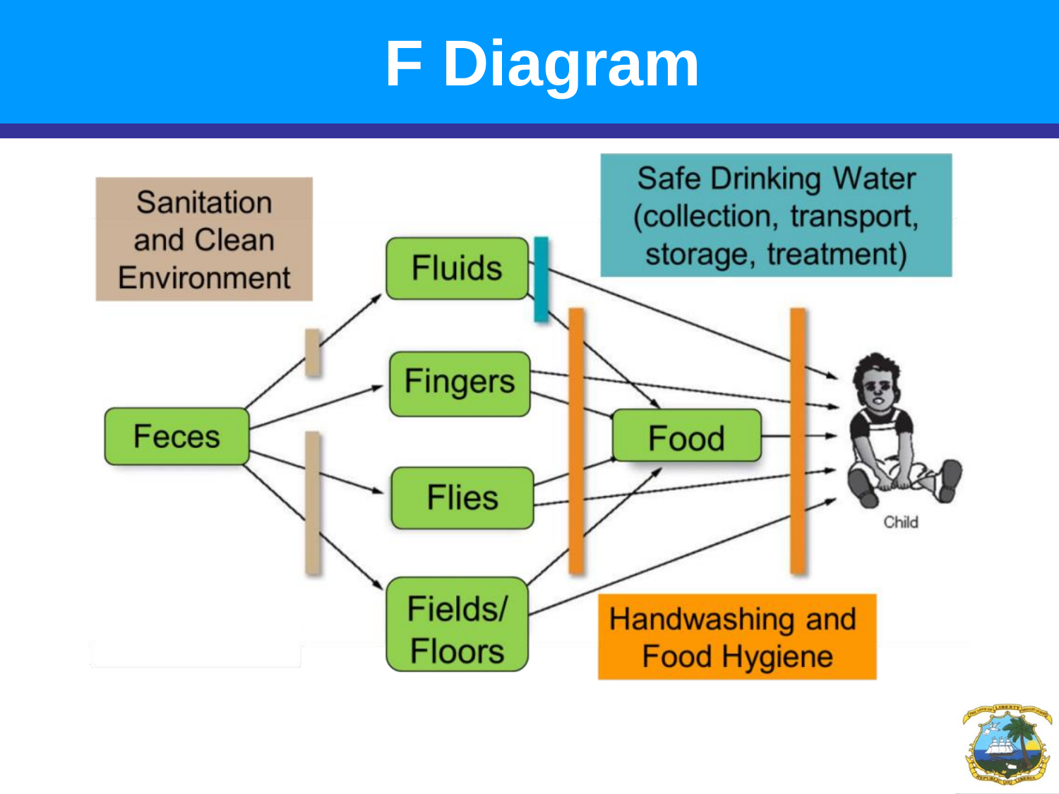# F Diagram

Sanitation and Clean Environment

Safe Drinking Water (collection, transport, storage, treatment)

Feces

Fluids

Fingers

Flies

Fields/ Floors

Food

Child

Handwashing and Food Hygiene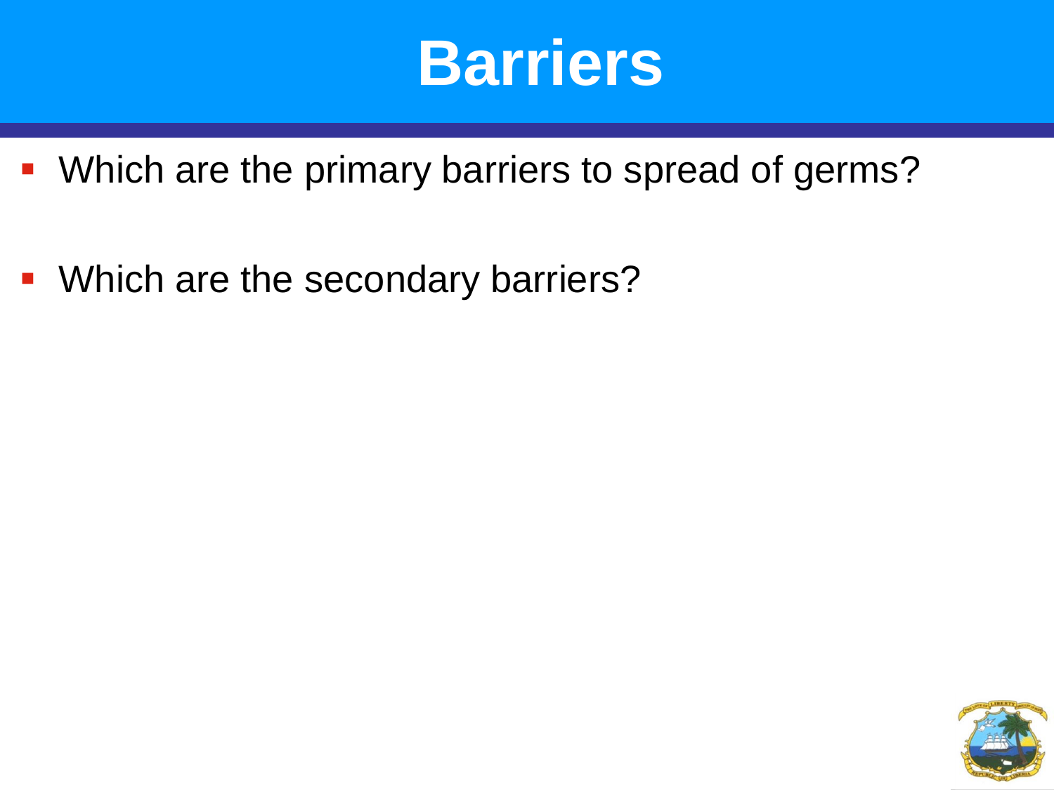# Barriers

- Which are the primary barriers to spread of germs?
- Which are the secondary barriers?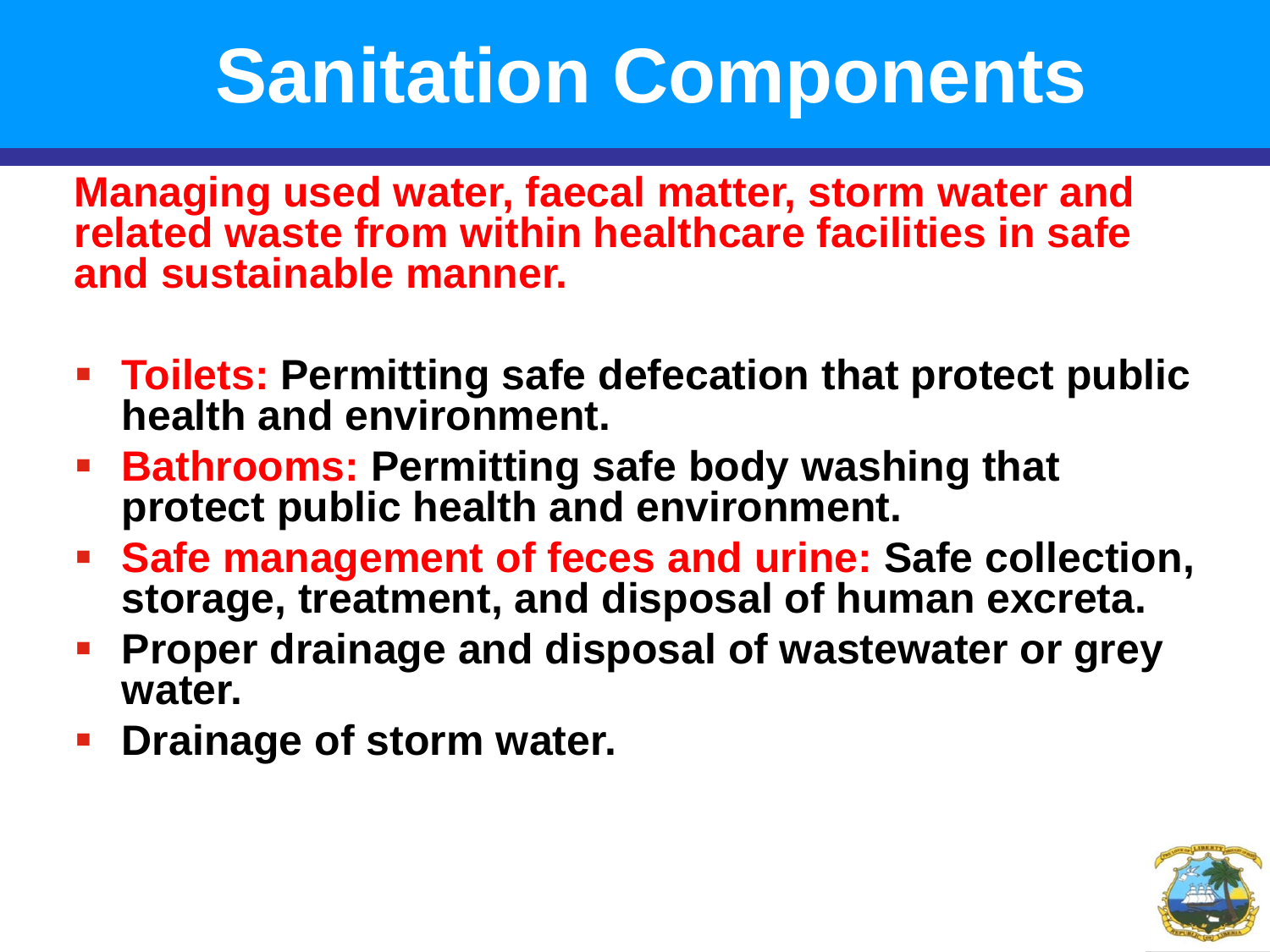# Sanitation Components

**Managing used water, faecal matter, storm water and related waste from within healthcare facilities in safe and sustainable manner.**

- **Toilets:** **Permitting safe defecation that protect public health and environment.**
- **Bathrooms:** **Permitting safe body washing that protect public health and environment.**
- **Safe management of feces and urine:** **Safe collection, storage, treatment, and disposal of human excreta.**
- **Proper drainage and disposal of wastewater or grey water.**
- **Drainage of storm water.**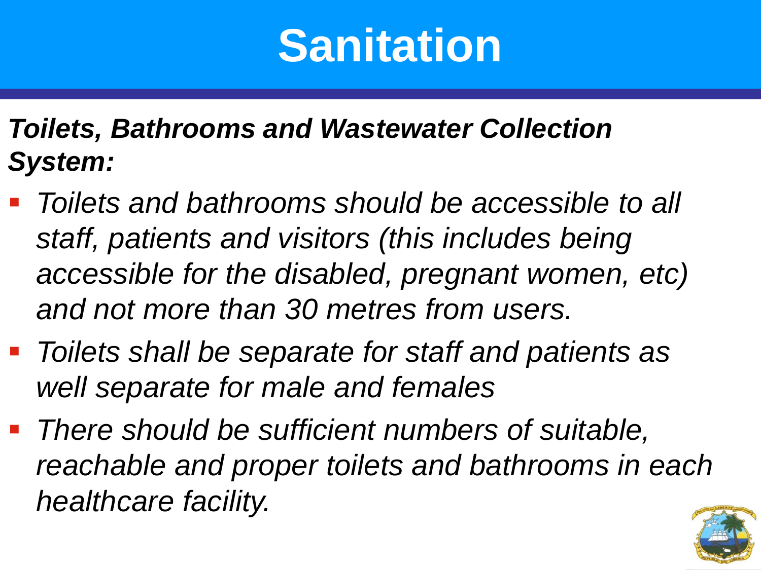# Sanitation

***Toilets, Bathrooms and Wastewater Collection System:***

- *Toilets and bathrooms should be accessible to all staff, patients and visitors (this includes being accessible for the disabled, pregnant women, etc) and not more than 30 metres from users.*
- *Toilets shall be separate for staff and patients as well separate for male and females*
- *There should be sufficient numbers of suitable, reachable and proper toilets and bathrooms in each healthcare facility.*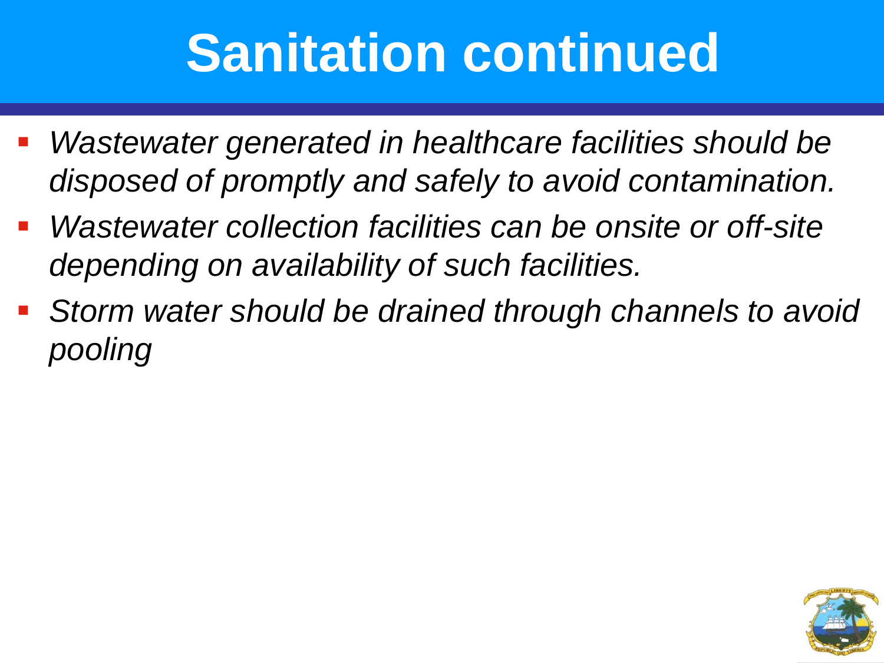# Sanitation continued

- *Wastewater generated in healthcare facilities should be disposed of promptly and safely to avoid contamination.*
- *Wastewater collection facilities can be onsite or off-site depending on availability of such facilities.*
- *Storm water should be drained through channels to avoid pooling*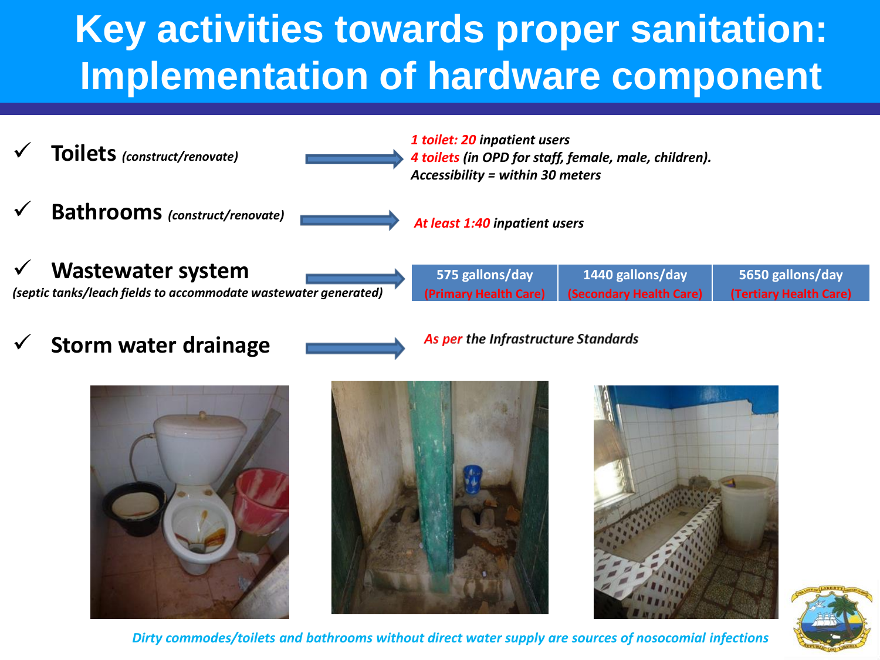# Key activities towards proper sanitation: Implementation of hardware component

- ✓ **Toilets** *(construct/renovate)* → *1 toilet: 20 inpatient users*
  *4 toilets (in OPD for staff, female, male, children).*
  *Accessibility = within 30 meters*

- ✓ **Bathrooms** *(construct/renovate)* → *At least 1:40 inpatient users*

- ✓ **Wastewater system**
  *(septic tanks/leach fields to accommodate wastewater generated)* →

| 575 gallons/day (Primary Health Care) | 1440 gallons/day (Secondary Health Care) | 5650 gallons/day (Tertiary Health Care) |
| --- | --- | --- |

- ✓ **Storm water drainage** → *As per the Infrastructure Standards*

*Dirty commodes/toilets and bathrooms without direct water supply are sources of nosocomial infections*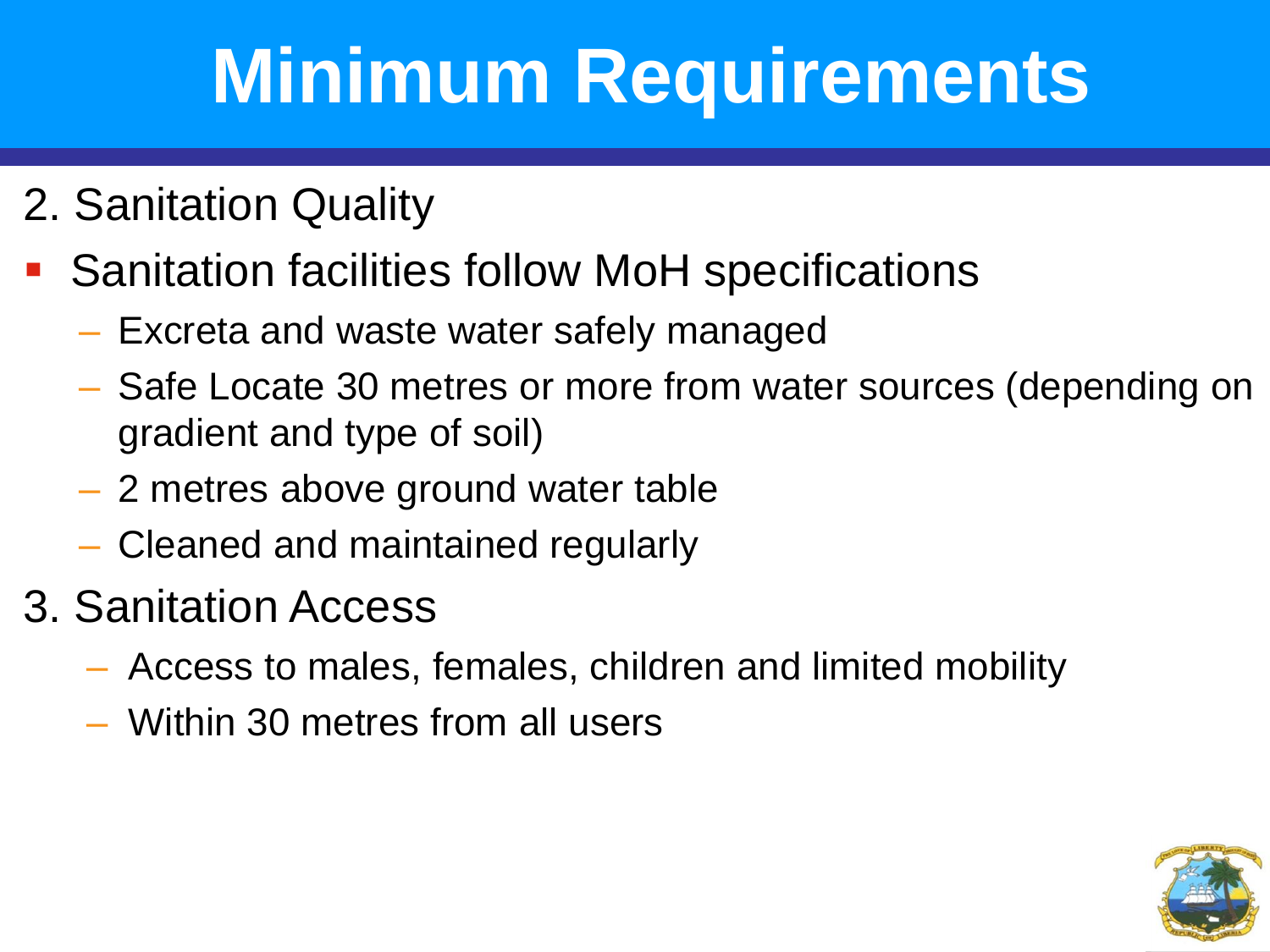# Minimum Requirements

2. Sanitation Quality

- Sanitation facilities follow MoH specifications
  - Excreta and waste water safely managed
  - Safe Locate 30 metres or more from water sources (depending on gradient and type of soil)
  - 2 metres above ground water table
  - Cleaned and maintained regularly

3. Sanitation Access

- Access to males, females, children and limited mobility
- Within 30 metres from all users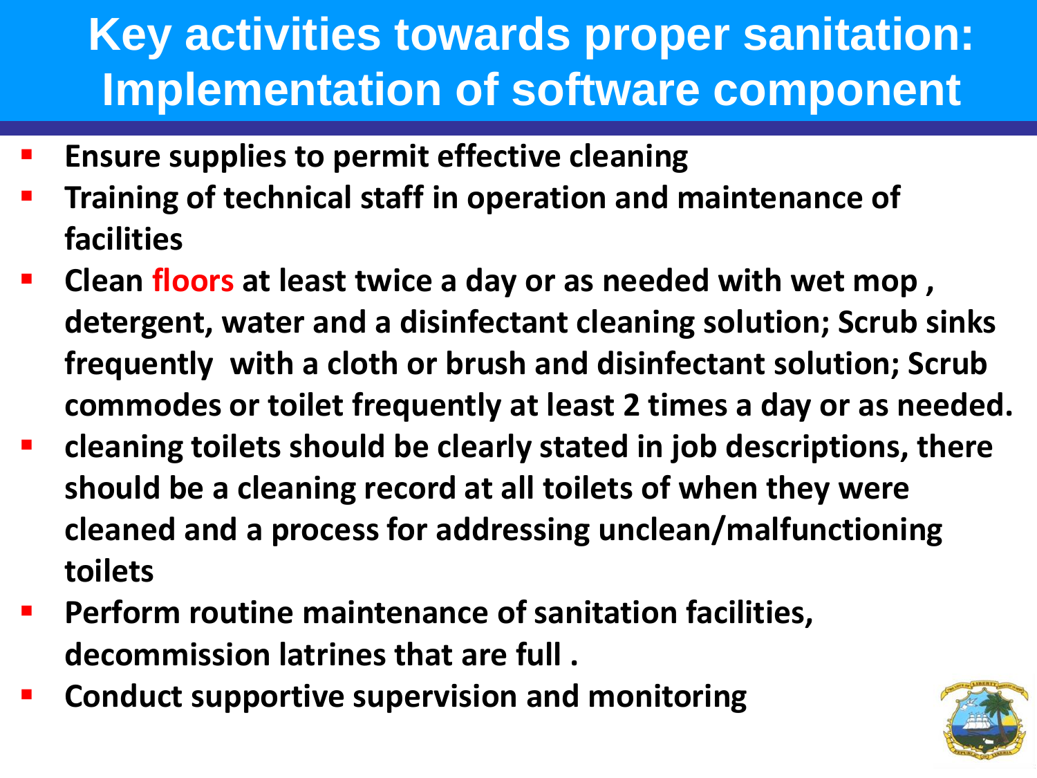# Key activities towards proper sanitation: Implementation of software component

- **Ensure supplies to permit effective cleaning**
- **Training of technical staff in operation and maintenance of facilities**
- **Clean floors at least twice a day or as needed with wet mop , detergent, water and a disinfectant cleaning solution; Scrub sinks frequently with a cloth or brush and disinfectant solution; Scrub commodes or toilet frequently at least 2 times a day or as needed.**
- **cleaning toilets should be clearly stated in job descriptions, there should be a cleaning record at all toilets of when they were cleaned and a process for addressing unclean/malfunctioning toilets**
- **Perform routine maintenance of sanitation facilities, decommission latrines that are full .**
- **Conduct supportive supervision and monitoring**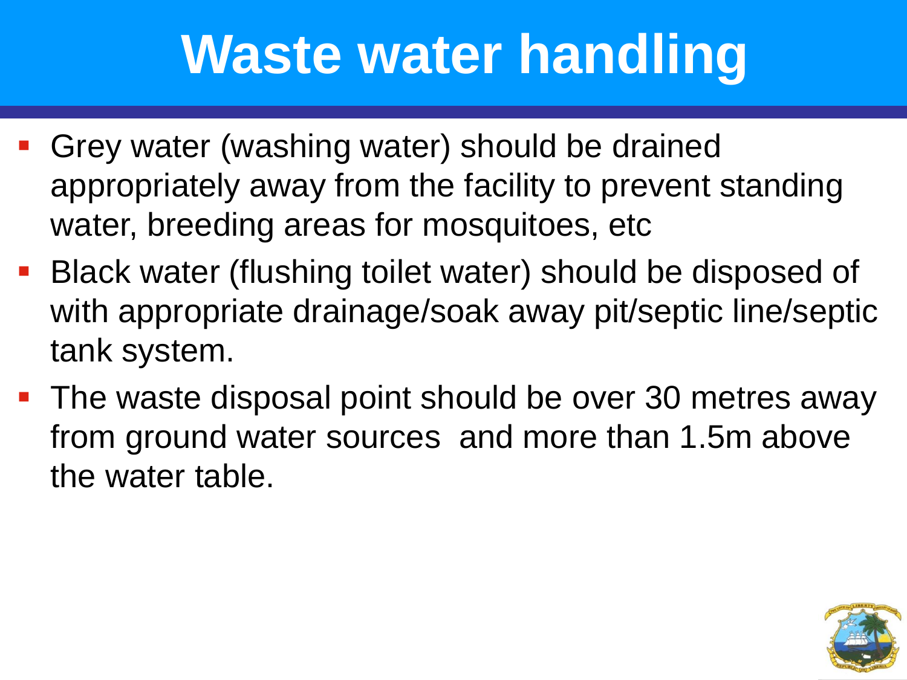# Waste water handling

- Grey water (washing water) should be drained appropriately away from the facility to prevent standing water, breeding areas for mosquitoes, etc
- Black water (flushing toilet water) should be disposed of with appropriate drainage/soak away pit/septic line/septic tank system.
- The waste disposal point should be over 30 metres away from ground water sources  and more than 1.5m above the water table.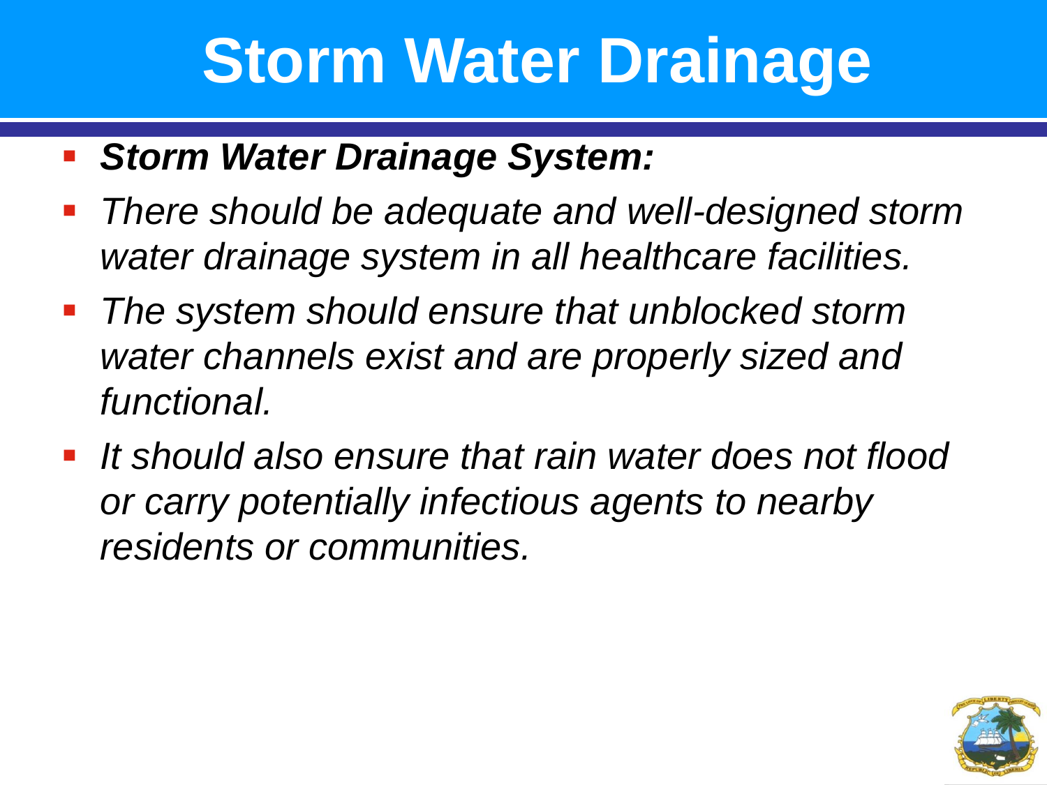# Storm Water Drainage

- ***Storm Water Drainage System:***
- *There should be adequate and well-designed storm water drainage system in all healthcare facilities.*
- *The system should ensure that unblocked storm water channels exist and are properly sized and functional.*
- *It should also ensure that rain water does not flood or carry potentially infectious agents to nearby residents or communities.*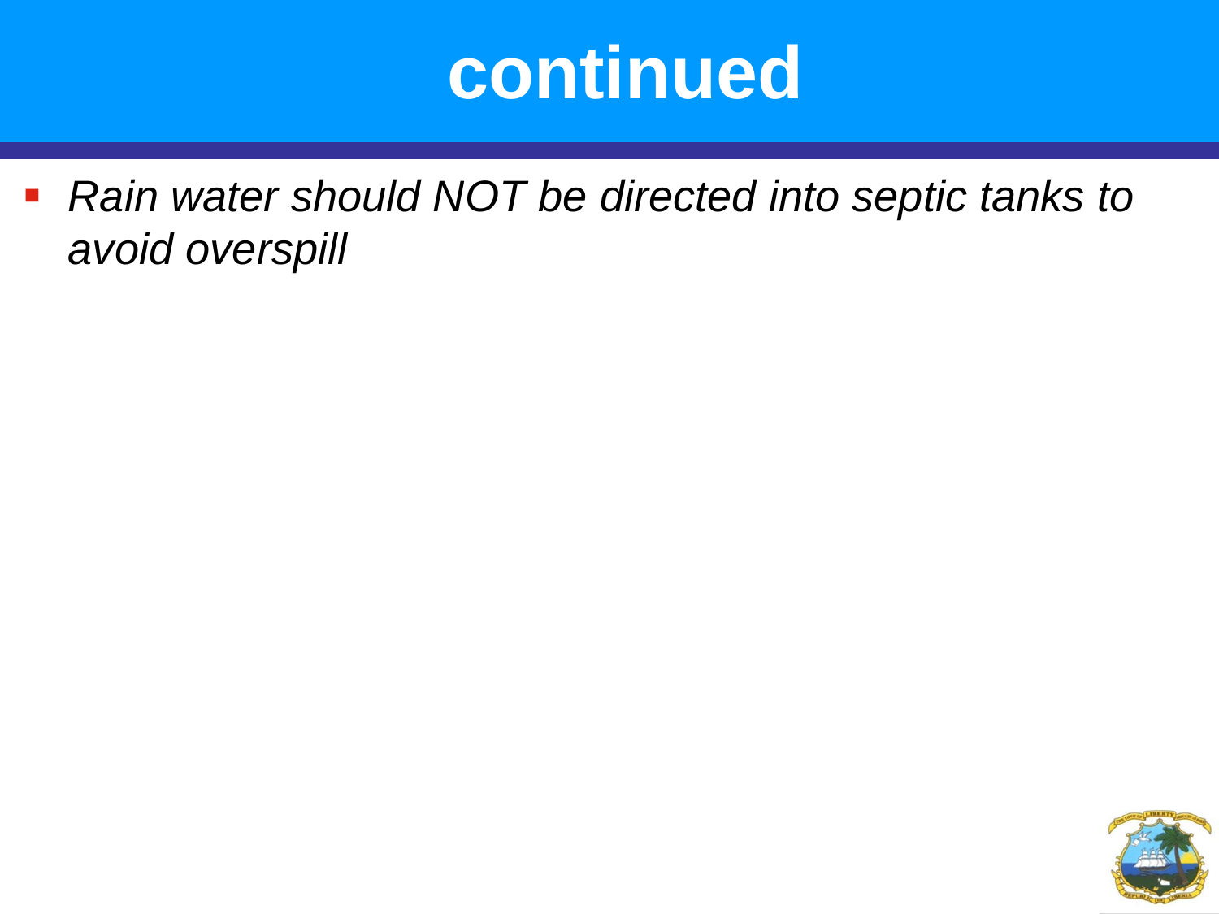# continued

- *Rain water should NOT be directed into septic tanks to avoid overspill*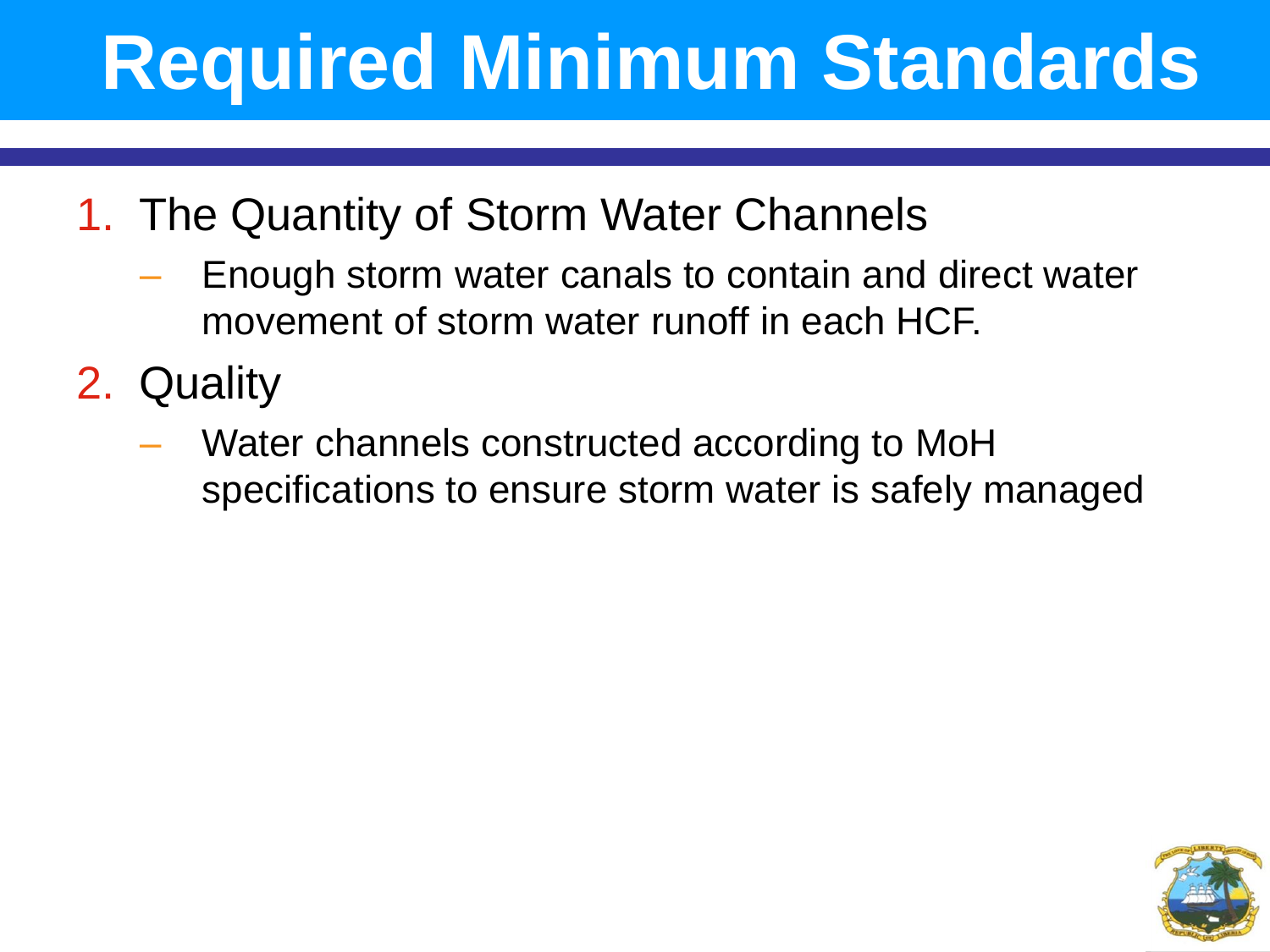# Required Minimum Standards

1. The Quantity of Storm Water Channels
   - Enough storm water canals to contain and direct water movement of storm water runoff in each HCF.
2. Quality
   - Water channels constructed according to MoH specifications to ensure storm water is safely managed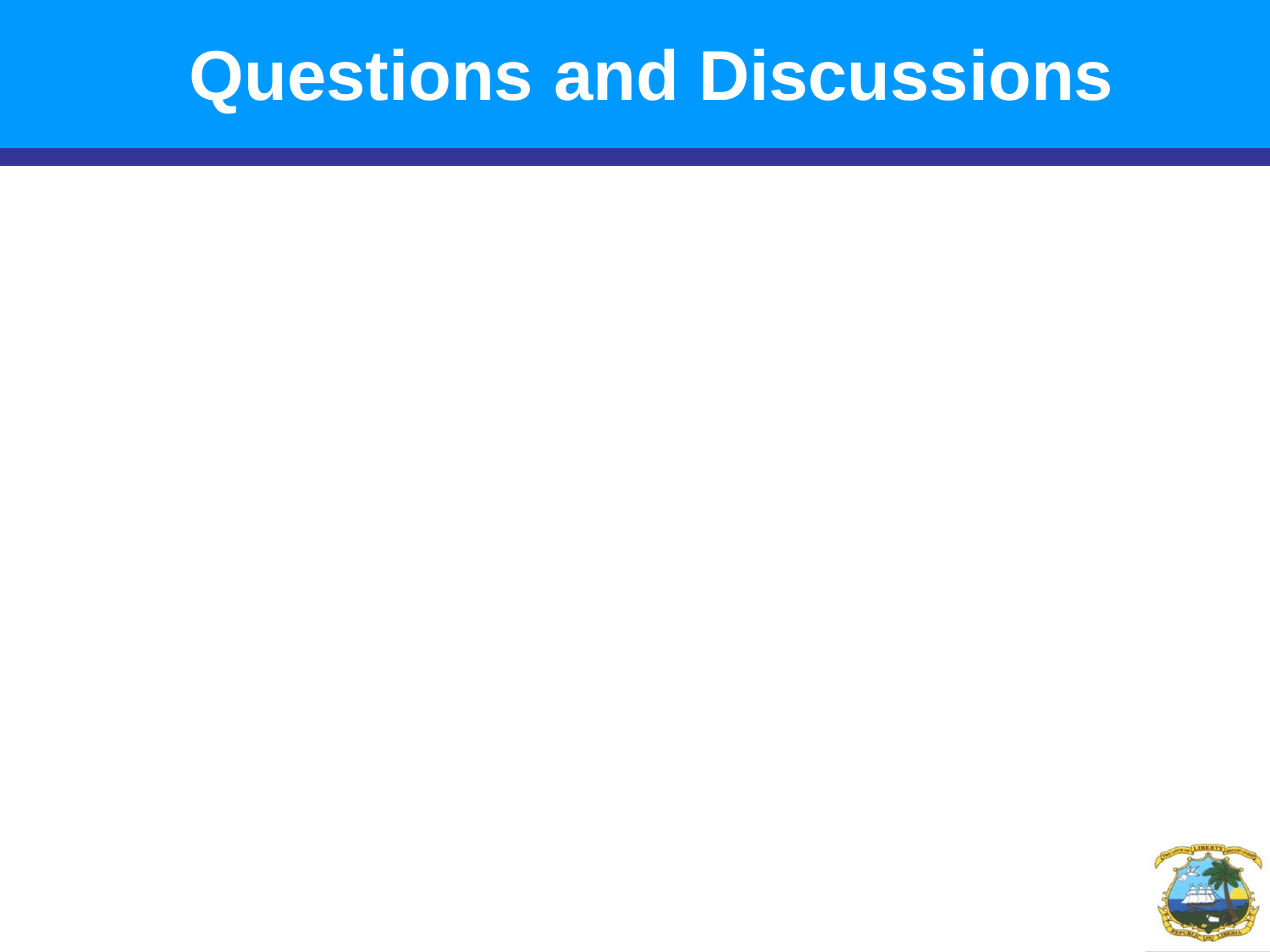# Questions and Discussions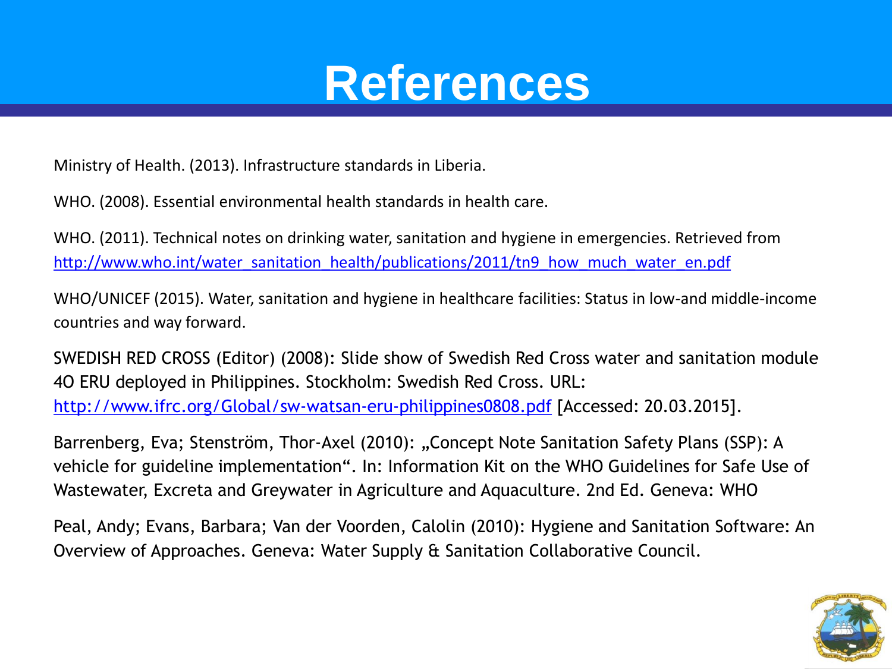# References

Ministry of Health. (2013). Infrastructure standards in Liberia.

WHO. (2008). Essential environmental health standards in health care.

WHO. (2011). Technical notes on drinking water, sanitation and hygiene in emergencies. Retrieved from http://www.who.int/water_sanitation_health/publications/2011/tn9_how_much_water_en.pdf

WHO/UNICEF (2015). Water, sanitation and hygiene in healthcare facilities: Status in low-and middle-income countries and way forward.

SWEDISH RED CROSS (Editor) (2008): Slide show of Swedish Red Cross water and sanitation module 40 ERU deployed in Philippines. Stockholm: Swedish Red Cross. URL: http://www.ifrc.org/Global/sw-watsan-eru-philippines0808.pdf [Accessed: 20.03.2015].

Barrenberg, Eva; Stenström, Thor-Axel (2010): „Concept Note Sanitation Safety Plans (SSP): A vehicle for guideline implementation". In: Information Kit on the WHO Guidelines for Safe Use of Wastewater, Excreta and Greywater in Agriculture and Aquaculture. 2nd Ed. Geneva: WHO

Peal, Andy; Evans, Barbara; Van der Voorden, Calolin (2010): Hygiene and Sanitation Software: An Overview of Approaches. Geneva: Water Supply & Sanitation Collaborative Council.